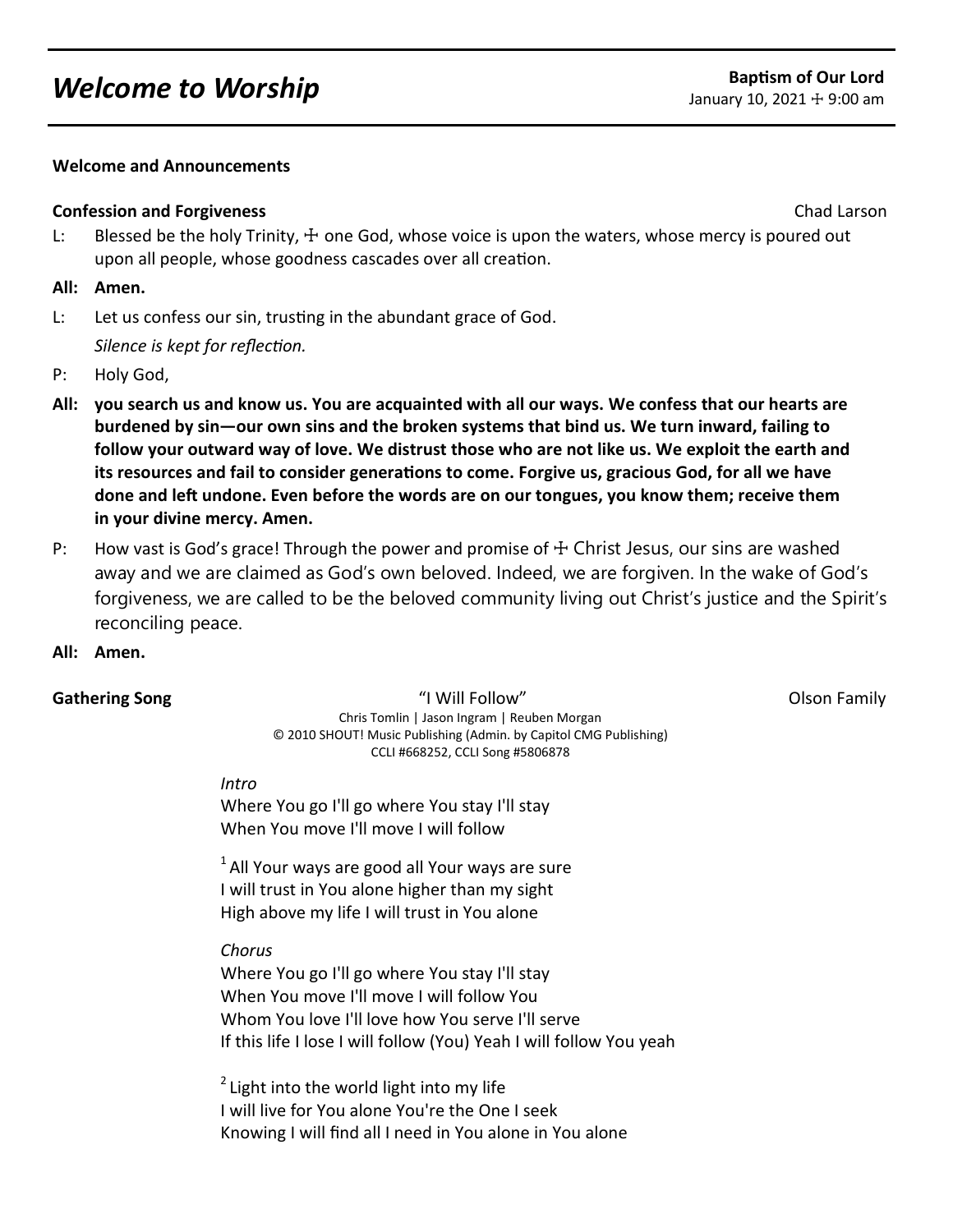# *Welcome to Worship*

**Baptism of Our Lord**
January 10, 2021 ☩ 9:00 am

**Welcome and Announcements**

**Confession and Forgiveness** Chad Larson

L: Blessed be the holy Trinity, ☩ one God, whose voice is upon the waters, whose mercy is poured out upon all people, whose goodness cascades over all creation.

**All: Amen.**

L: Let us confess our sin, trusting in the abundant grace of God.

*Silence is kept for reflection.*

P: Holy God,

**All: you search us and know us. You are acquainted with all our ways. We confess that our hearts are burdened by sin—our own sins and the broken systems that bind us. We turn inward, failing to follow your outward way of love. We distrust those who are not like us. We exploit the earth and its resources and fail to consider generations to come. Forgive us, gracious God, for all we have done and left undone. Even before the words are on our tongues, you know them; receive them in your divine mercy. Amen.**

P: How vast is God's grace! Through the power and promise of ☩ Christ Jesus, our sins are washed away and we are claimed as God's own beloved. Indeed, we are forgiven. In the wake of God's forgiveness, we are called to be the beloved community living out Christ's justice and the Spirit's reconciling peace.

**All: Amen.**

**Gathering Song** "I Will Follow" Olson Family

Chris Tomlin | Jason Ingram | Reuben Morgan
© 2010 SHOUT! Music Publishing (Admin. by Capitol CMG Publishing)
CCLI #668252, CCLI Song #5806878

*Intro*
Where You go I'll go where You stay I'll stay
When You move I'll move I will follow

[1] All Your ways are good all Your ways are sure
I will trust in You alone higher than my sight
High above my life I will trust in You alone

*Chorus*
Where You go I'll go where You stay I'll stay
When You move I'll move I will follow You
Whom You love I'll love how You serve I'll serve
If this life I lose I will follow (You) Yeah I will follow You yeah

[2] Light into the world light into my life
I will live for You alone You're the One I seek
Knowing I will find all I need in You alone in You alone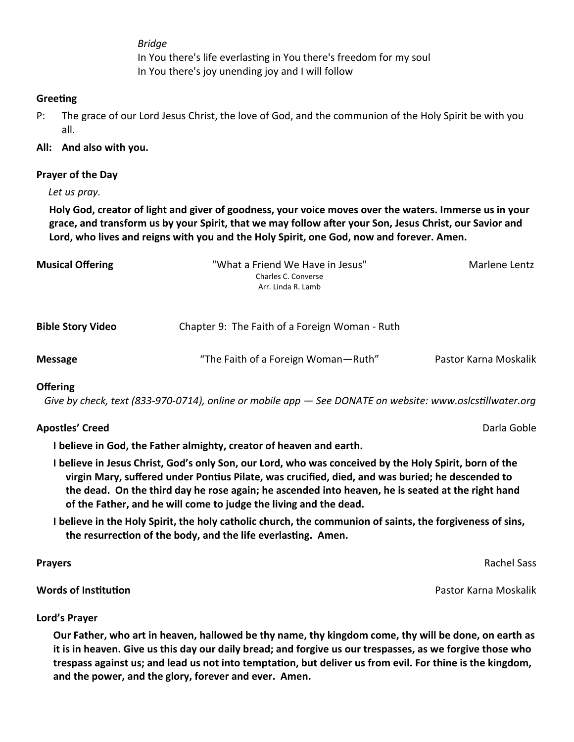*Bridge*
In You there's life everlasting in You there's freedom for my soul
In You there's joy unending joy and I will follow

**Greeting**

P: The grace of our Lord Jesus Christ, the love of God, and the communion of the Holy Spirit be with you all.

**All: And also with you.**

**Prayer of the Day**

*Let us pray.*

**Holy God, creator of light and giver of goodness, your voice moves over the waters. Immerse us in your grace, and transform us by your Spirit, that we may follow after your Son, Jesus Christ, our Savior and Lord, who lives and reigns with you and the Holy Spirit, one God, now and forever. Amen.**

**Musical Offering** "What a Friend We Have in Jesus" Marlene Lentz
Charles C. Converse
Arr. Linda R. Lamb

**Bible Story Video** Chapter 9: The Faith of a Foreign Woman - Ruth

**Message** "The Faith of a Foreign Woman—Ruth" Pastor Karna Moskalik

**Offering**

*Give by check, text (833-970-0714), online or mobile app — See DONATE on website: www.oslcstillwater.org*

**Apostles' Creed** Darla Goble

**I believe in God, the Father almighty, creator of heaven and earth.**

**I believe in Jesus Christ, God's only Son, our Lord, who was conceived by the Holy Spirit, born of the virgin Mary, suffered under Pontius Pilate, was crucified, died, and was buried; he descended to the dead. On the third day he rose again; he ascended into heaven, he is seated at the right hand of the Father, and he will come to judge the living and the dead.**

**I believe in the Holy Spirit, the holy catholic church, the communion of saints, the forgiveness of sins, the resurrection of the body, and the life everlasting. Amen.**

**Prayers** Rachel Sass

**Words of Institution** Pastor Karna Moskalik

**Lord's Prayer**

**Our Father, who art in heaven, hallowed be thy name, thy kingdom come, thy will be done, on earth as it is in heaven. Give us this day our daily bread; and forgive us our trespasses, as we forgive those who trespass against us; and lead us not into temptation, but deliver us from evil. For thine is the kingdom, and the power, and the glory, forever and ever. Amen.**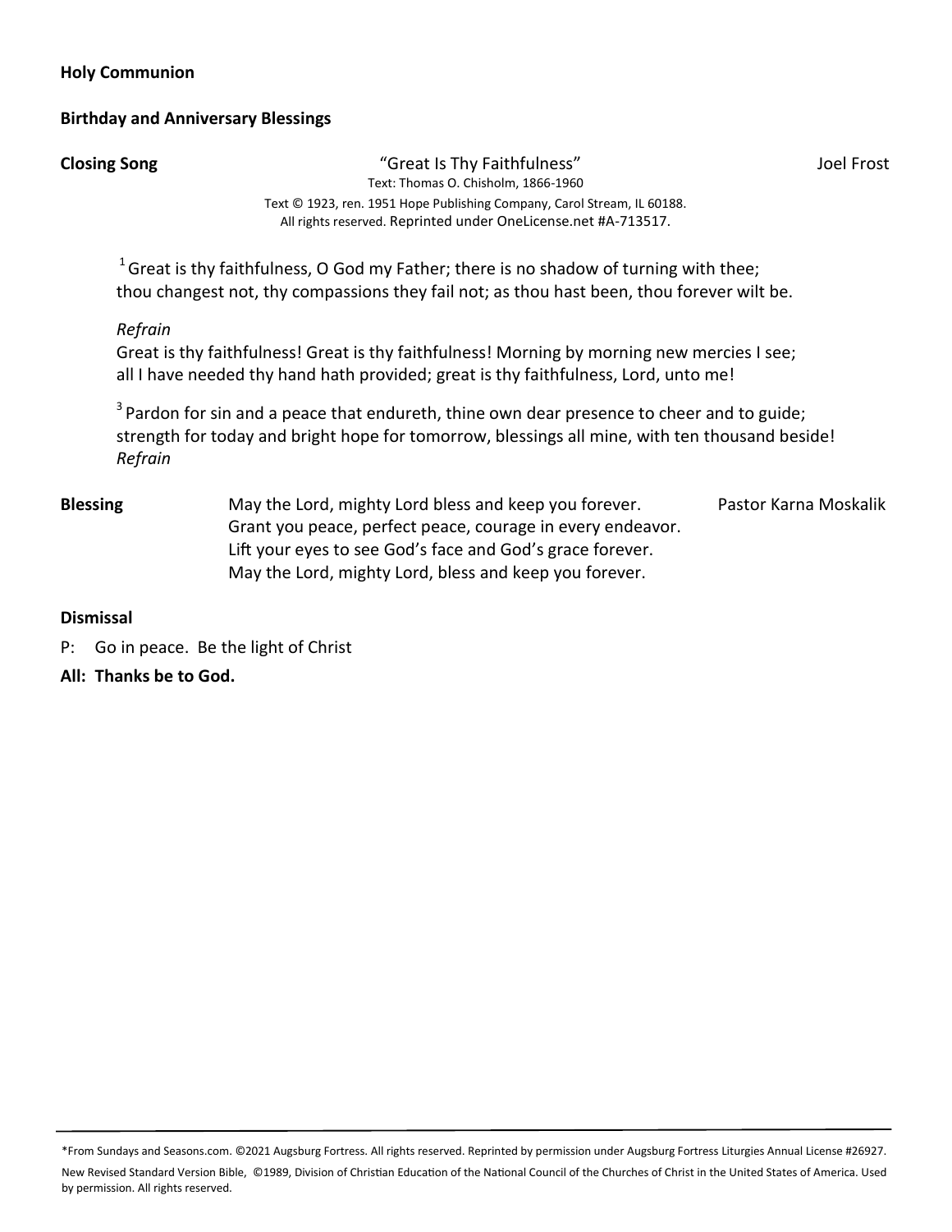**Holy Communion**

**Birthday and Anniversary Blessings**

**Closing Song** "Great Is Thy Faithfulness" Joel Frost

Text: Thomas O. Chisholm, 1866-1960

Text © 1923, ren. 1951 Hope Publishing Company, Carol Stream, IL 60188.
All rights reserved. Reprinted under OneLicense.net #A-713517.

[1] Great is thy faithfulness, O God my Father; there is no shadow of turning with thee;
thou changest not, thy compassions they fail not; as thou hast been, thou forever wilt be.

*Refrain*
Great is thy faithfulness! Great is thy faithfulness! Morning by morning new mercies I see;
all I have needed thy hand hath provided; great is thy faithfulness, Lord, unto me!

[3] Pardon for sin and a peace that endureth, thine own dear presence to cheer and to guide;
strength for today and bright hope for tomorrow, blessings all mine, with ten thousand beside!
*Refrain*

**Blessing** Pastor Karna Moskalik

May the Lord, mighty Lord bless and keep you forever.
Grant you peace, perfect peace, courage in every endeavor.
Lift your eyes to see God's face and God's grace forever.
May the Lord, mighty Lord, bless and keep you forever.

**Dismissal**

P: Go in peace. Be the light of Christ

**All: Thanks be to God.**

---

*From Sundays and Seasons.com. ©2021 Augsburg Fortress. All rights reserved. Reprinted by permission under Augsburg Fortress Liturgies Annual License #26927.

New Revised Standard Version Bible, ©1989, Division of Christian Education of the National Council of the Churches of Christ in the United States of America. Used by permission. All rights reserved.